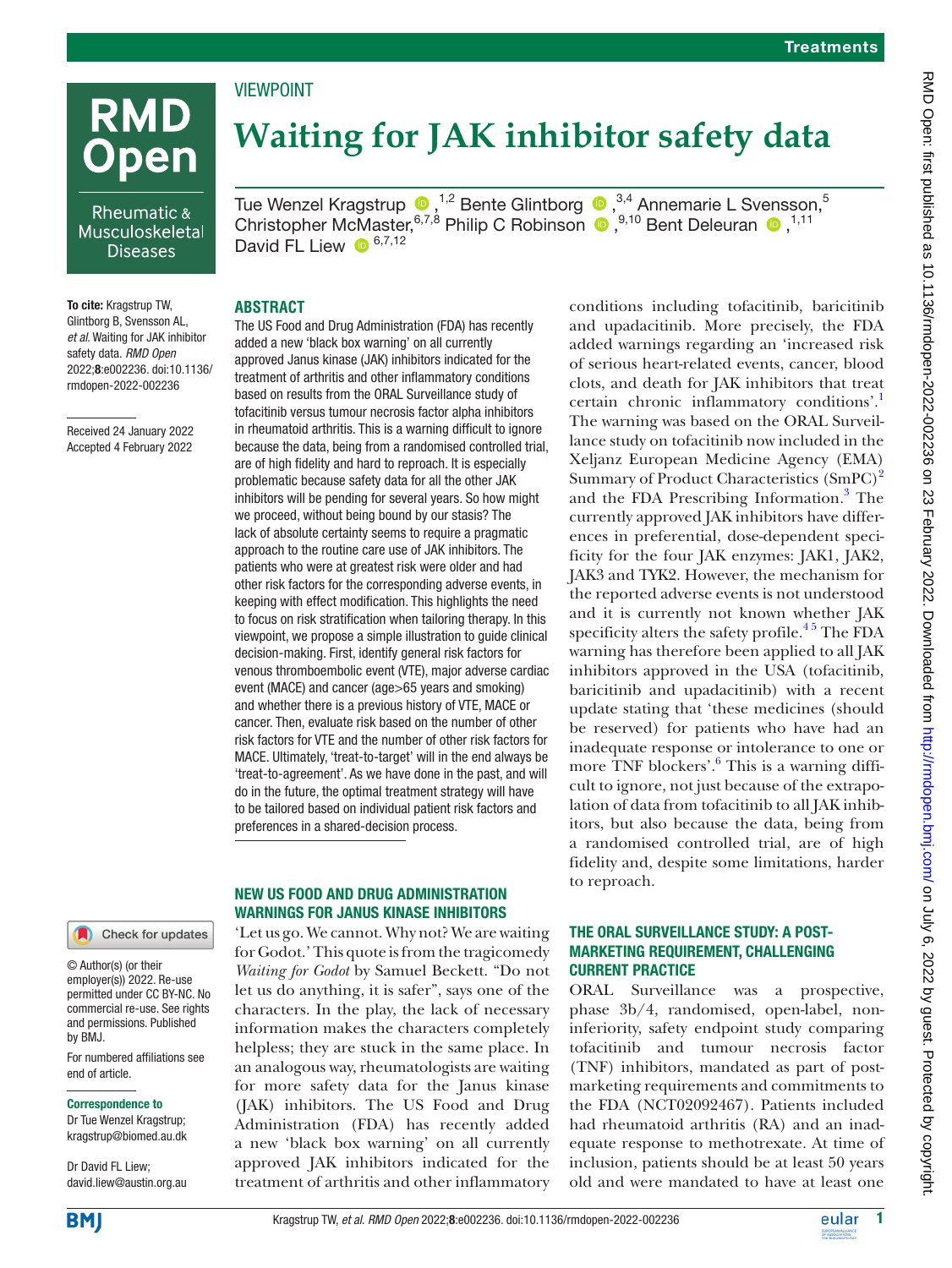VIEWPOINT

# Waiting for JAK inhibitor safety data

Tue Wenzel Kragstrup ,[1,2] Bente Glintborg ,[3,4] Annemarie L Svensson,[5] Christopher McMaster,[6,7,8] Philip C Robinson ,[9,10] Bent Deleuran ,[1,11] David FL Liew [6,7,12]

**To cite:** Kragstrup TW, Glintborg B, Svensson AL, *et al*. Waiting for JAK inhibitor safety data. *RMD Open* 2022;**8**:e002236. doi:10.1136/rmdopen-2022-002236

Received 24 January 2022
Accepted 4 February 2022

© Author(s) (or their employer(s)) 2022. Re-use permitted under CC BY-NC. No commercial re-use. See rights and permissions. Published by BMJ.

For numbered affiliations see end of article.

**Correspondence to**
Dr Tue Wenzel Kragstrup; kragstrup@biomed.au.dk

Dr David FL Liew; david.liew@austin.org.au

## ABSTRACT

The US Food and Drug Administration (FDA) has recently added a new 'black box warning' on all currently approved Janus kinase (JAK) inhibitors indicated for the treatment of arthritis and other inflammatory conditions based on results from the ORAL Surveillance study of tofacitinib versus tumour necrosis factor alpha inhibitors in rheumatoid arthritis. This is a warning difficult to ignore because the data, being from a randomised controlled trial, are of high fidelity and hard to reproach. It is especially problematic because safety data for all the other JAK inhibitors will be pending for several years. So how might we proceed, without being bound by our stasis? The lack of absolute certainty seems to require a pragmatic approach to the routine care use of JAK inhibitors. The patients who were at greatest risk were older and had other risk factors for the corresponding adverse events, in keeping with effect modification. This highlights the need to focus on risk stratification when tailoring therapy. In this viewpoint, we propose a simple illustration to guide clinical decision-making. First, identify general risk factors for venous thromboembolic event (VTE), major adverse cardiac event (MACE) and cancer (age>65 years and smoking) and whether there is a previous history of VTE, MACE or cancer. Then, evaluate risk based on the number of other risk factors for VTE and the number of other risk factors for MACE. Ultimately, 'treat-to-target' will in the end always be 'treat-to-agreement'. As we have done in the past, and will do in the future, the optimal treatment strategy will have to be tailored based on individual patient risk factors and preferences in a shared-decision process.

## NEW US FOOD AND DRUG ADMINISTRATION WARNINGS FOR JANUS KINASE INHIBITORS

'Let us go. We cannot. Why not? We are waiting for Godot.' This quote is from the tragicomedy *Waiting for Godot* by Samuel Beckett. "Do not let us do anything, it is safer", says one of the characters. In the play, the lack of necessary information makes the characters completely helpless; they are stuck in the same place. In an analogous way, rheumatologists are waiting for more safety data for the Janus kinase (JAK) inhibitors. The US Food and Drug Administration (FDA) has recently added a new 'black box warning' on all currently approved JAK inhibitors indicated for the treatment of arthritis and other inflammatory conditions including tofacitinib, baricitinib and upadacitinib. More precisely, the FDA added warnings regarding an 'increased risk of serious heart-related events, cancer, blood clots, and death for JAK inhibitors that treat certain chronic inflammatory conditions'.[1] The warning was based on the ORAL Surveillance study on tofacitinib now included in the Xeljanz European Medicine Agency (EMA) Summary of Product Characteristics (SmPC)[2] and the FDA Prescribing Information.[3] The currently approved JAK inhibitors have differences in preferential, dose-dependent specificity for the four JAK enzymes: JAK1, JAK2, JAK3 and TYK2. However, the mechanism for the reported adverse events is not understood and it is currently not known whether JAK specificity alters the safety profile.[4,5] The FDA warning has therefore been applied to all JAK inhibitors approved in the USA (tofacitinib, baricitinib and upadacitinib) with a recent update stating that 'these medicines (should be reserved) for patients who have had an inadequate response or intolerance to one or more TNF blockers'.[6] This is a warning difficult to ignore, not just because of the extrapolation of data from tofacitinib to all JAK inhibitors, but also because the data, being from a randomised controlled trial, are of high fidelity and, despite some limitations, harder to reproach.

## THE ORAL SURVEILLANCE STUDY: A POST-MARKETING REQUIREMENT, CHALLENGING CURRENT PRACTICE

ORAL Surveillance was a prospective, phase 3b/4, randomised, open-label, non-inferiority, safety endpoint study comparing tofacitinib and tumour necrosis factor (TNF) inhibitors, mandated as part of post-marketing requirements and commitments to the FDA (NCT02092467). Patients included had rheumatoid arthritis (RA) and an inadequate response to methotrexate. At time of inclusion, patients should be at least 50 years old and were mandated to have at least one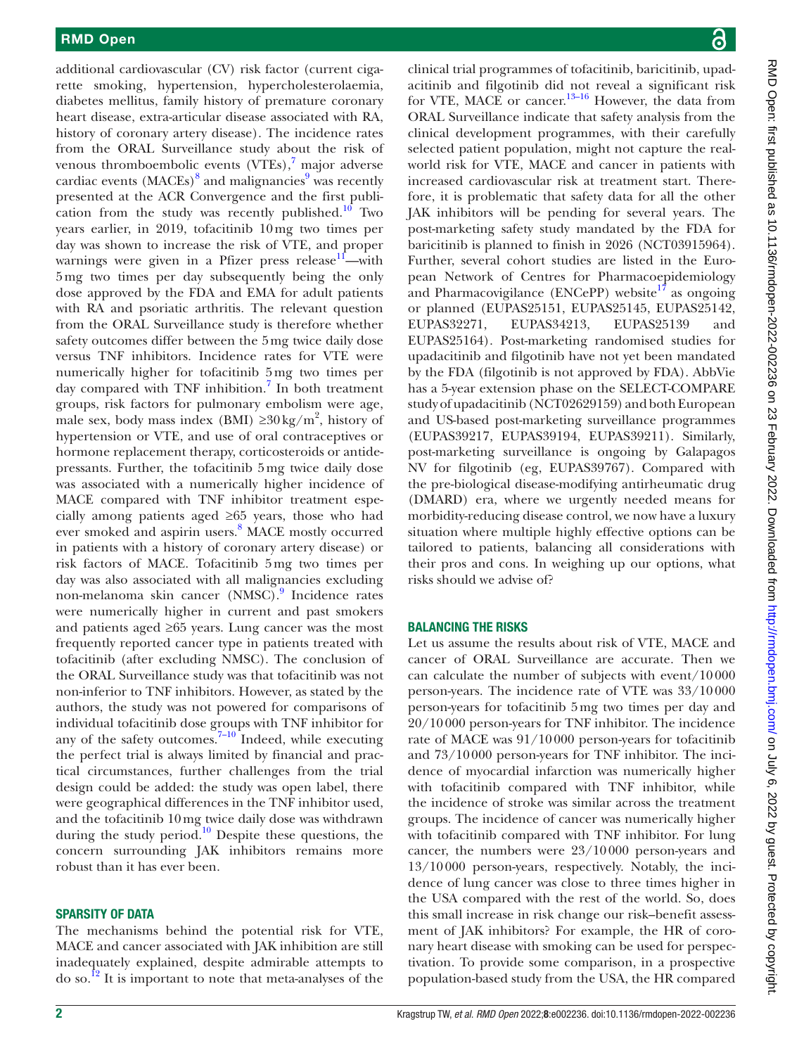additional cardiovascular (CV) risk factor (current cigarette smoking, hypertension, hypercholesterolaemia, diabetes mellitus, family history of premature coronary heart disease, extra-articular disease associated with RA, history of coronary artery disease). The incidence rates from the ORAL Surveillance study about the risk of venous thromboembolic events (VTEs),[7] major adverse cardiac events (MACEs)[8] and malignancies[9] was recently presented at the ACR Convergence and the first publication from the study was recently published.[10] Two years earlier, in 2019, tofacitinib 10 mg two times per day was shown to increase the risk of VTE, and proper warnings were given in a Pfizer press release[11]—with 5 mg two times per day subsequently being the only dose approved by the FDA and EMA for adult patients with RA and psoriatic arthritis. The relevant question from the ORAL Surveillance study is therefore whether safety outcomes differ between the 5 mg twice daily dose versus TNF inhibitors. Incidence rates for VTE were numerically higher for tofacitinib 5 mg two times per day compared with TNF inhibition.[7] In both treatment groups, risk factors for pulmonary embolism were age, male sex, body mass index (BMI) $\geq 30\,kg/m^2$, history of hypertension or VTE, and use of oral contraceptives or hormone replacement therapy, corticosteroids or antidepressants. Further, the tofacitinib 5 mg twice daily dose was associated with a numerically higher incidence of MACE compared with TNF inhibitor treatment especially among patients aged ≥65 years, those who had ever smoked and aspirin users.[8] MACE mostly occurred in patients with a history of coronary artery disease) or risk factors of MACE. Tofacitinib 5 mg two times per day was also associated with all malignancies excluding non-melanoma skin cancer (NMSC).[9] Incidence rates were numerically higher in current and past smokers and patients aged ≥65 years. Lung cancer was the most frequently reported cancer type in patients treated with tofacitinib (after excluding NMSC). The conclusion of the ORAL Surveillance study was that tofacitinib was not non-inferior to TNF inhibitors. However, as stated by the authors, the study was not powered for comparisons of individual tofacitinib dose groups with TNF inhibitor for any of the safety outcomes.[7–10] Indeed, while executing the perfect trial is always limited by financial and practical circumstances, further challenges from the trial design could be added: the study was open label, there were geographical differences in the TNF inhibitor used, and the tofacitinib 10 mg twice daily dose was withdrawn during the study period.[10] Despite these questions, the concern surrounding JAK inhibitors remains more robust than it has ever been.

## SPARSITY OF DATA

The mechanisms behind the potential risk for VTE, MACE and cancer associated with JAK inhibition are still inadequately explained, despite admirable attempts to do so.[12] It is important to note that meta-analyses of the clinical trial programmes of tofacitinib, baricitinib, upadacitinib and filgotinib did not reveal a significant risk for VTE, MACE or cancer.[13–16] However, the data from ORAL Surveillance indicate that safety analysis from the clinical development programmes, with their carefully selected patient population, might not capture the real-world risk for VTE, MACE and cancer in patients with increased cardiovascular risk at treatment start. Therefore, it is problematic that safety data for all the other JAK inhibitors will be pending for several years. The post-marketing safety study mandated by the FDA for baricitinib is planned to finish in 2026 (NCT03915964). Further, several cohort studies are listed in the European Network of Centres for Pharmacoepidemiology and Pharmacovigilance (ENCePP) website[17] as ongoing or planned (EUPAS25151, EUPAS25145, EUPAS25142, EUPAS32271, EUPAS34213, EUPAS25139 and EUPAS25164). Post-marketing randomised studies for upadacitinib and filgotinib have not yet been mandated by the FDA (filgotinib is not approved by FDA). AbbVie has a 5-year extension phase on the SELECT-COMPARE study of upadacitinib (NCT02629159) and both European and US-based post-marketing surveillance programmes (EUPAS39217, EUPAS39194, EUPAS39211). Similarly, post-marketing surveillance is ongoing by Galapagos NV for filgotinib (eg, EUPAS39767). Compared with the pre-biological disease-modifying antirheumatic drug (DMARD) era, where we urgently needed means for morbidity-reducing disease control, we now have a luxury situation where multiple highly effective options can be tailored to patients, balancing all considerations with their pros and cons. In weighing up our options, what risks should we advise of?

## BALANCING THE RISKS

Let us assume the results about risk of VTE, MACE and cancer of ORAL Surveillance are accurate. Then we can calculate the number of subjects with event/10 000 person-years. The incidence rate of VTE was 33/10 000 person-years for tofacitinib 5 mg two times per day and 20/10 000 person-years for TNF inhibitor. The incidence rate of MACE was 91/10 000 person-years for tofacitinib and 73/10 000 person-years for TNF inhibitor. The incidence of myocardial infarction was numerically higher with tofacitinib compared with TNF inhibitor, while the incidence of stroke was similar across the treatment groups. The incidence of cancer was numerically higher with tofacitinib compared with TNF inhibitor. For lung cancer, the numbers were 23/10 000 person-years and 13/10 000 person-years, respectively. Notably, the incidence of lung cancer was close to three times higher in the USA compared with the rest of the world. So, does this small increase in risk change our risk–benefit assessment of JAK inhibitors? For example, the HR of coronary heart disease with smoking can be used for perspectivation. To provide some comparison, in a prospective population-based study from the USA, the HR compared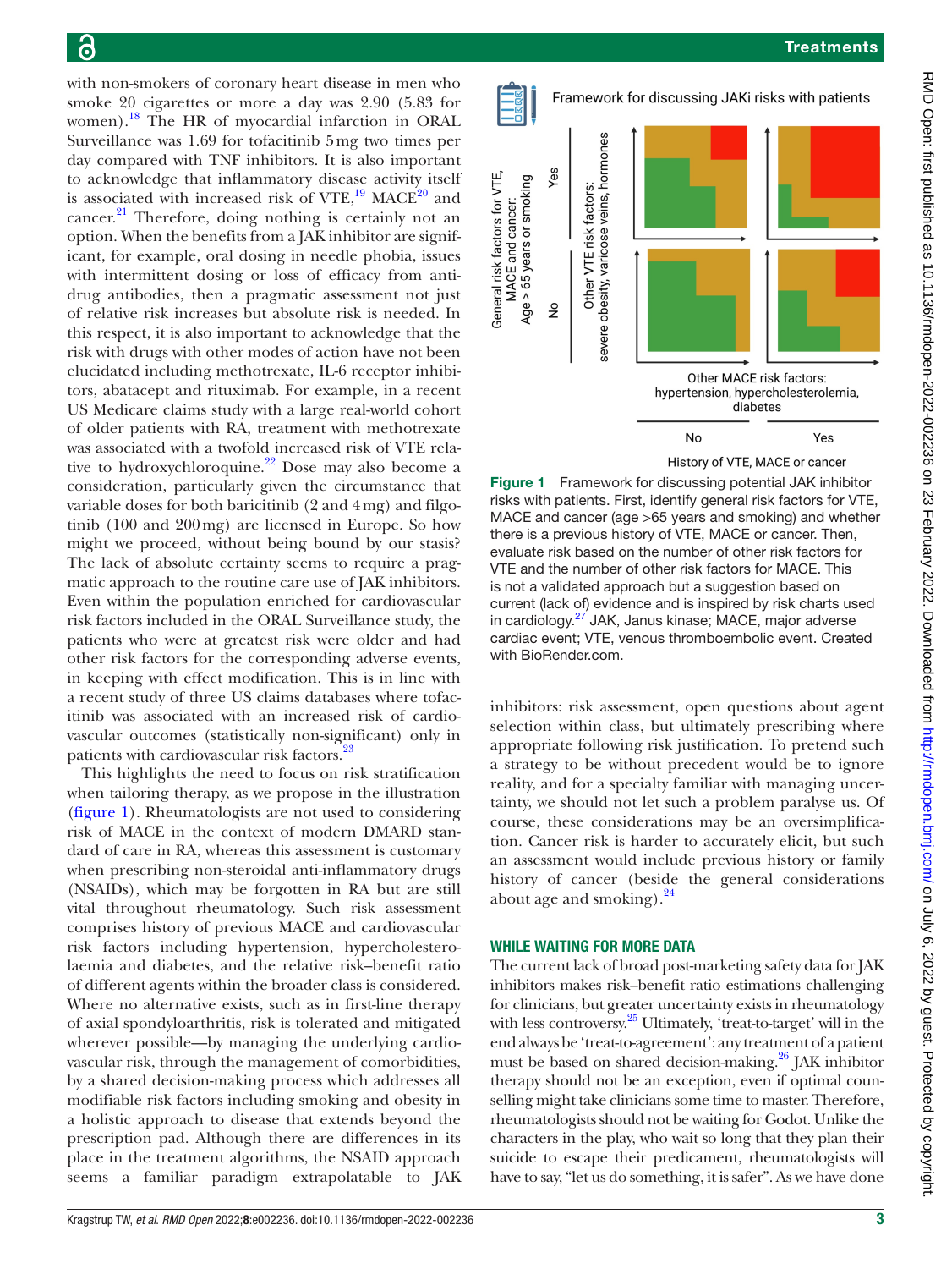with non-smokers of coronary heart disease in men who smoke 20 cigarettes or more a day was 2.90 (5.83 for women).[18] The HR of myocardial infarction in ORAL Surveillance was 1.69 for tofacitinib 5 mg two times per day compared with TNF inhibitors. It is also important to acknowledge that inflammatory disease activity itself is associated with increased risk of VTE,[19] MACE[20] and cancer.[21] Therefore, doing nothing is certainly not an option. When the benefits from a JAK inhibitor are significant, for example, oral dosing in needle phobia, issues with intermittent dosing or loss of efficacy from antidrug antibodies, then a pragmatic assessment not just of relative risk increases but absolute risk is needed. In this respect, it is also important to acknowledge that the risk with drugs with other modes of action have not been elucidated including methotrexate, IL-6 receptor inhibitors, abatacept and rituximab. For example, in a recent US Medicare claims study with a large real-world cohort of older patients with RA, treatment with methotrexate was associated with a twofold increased risk of VTE relative to hydroxychloroquine.[22] Dose may also become a consideration, particularly given the circumstance that variable doses for both baricitinib (2 and 4 mg) and filgotinib (100 and 200 mg) are licensed in Europe. So how might we proceed, without being bound by our stasis? The lack of absolute certainty seems to require a pragmatic approach to the routine care use of JAK inhibitors. Even within the population enriched for cardiovascular risk factors included in the ORAL Surveillance study, the patients who were at greatest risk were older and had other risk factors for the corresponding adverse events, in keeping with effect modification. This is in line with a recent study of three US claims databases where tofacitinib was associated with an increased risk of cardiovascular outcomes (statistically non-significant) only in patients with cardiovascular risk factors.[23]

This highlights the need to focus on risk stratification when tailoring therapy, as we propose in the illustration (figure 1). Rheumatologists are not used to considering risk of MACE in the context of modern DMARD standard of care in RA, whereas this assessment is customary when prescribing non-steroidal anti-inflammatory drugs (NSAIDs), which may be forgotten in RA but are still vital throughout rheumatology. Such risk assessment comprises history of previous MACE and cardiovascular risk factors including hypertension, hypercholesterolaemia and diabetes, and the relative risk–benefit ratio of different agents within the broader class is considered. Where no alternative exists, such as in first-line therapy of axial spondyloarthritis, risk is tolerated and mitigated wherever possible—by managing the underlying cardiovascular risk, through the management of comorbidities, by a shared decision-making process which addresses all modifiable risk factors including smoking and obesity in a holistic approach to disease that extends beyond the prescription pad. Although there are differences in its place in the treatment algorithms, the NSAID approach seems a familiar paradigm extrapolatable to JAK inhibitors: risk assessment, open questions about agent selection within class, but ultimately prescribing where appropriate following risk justification. To pretend such a strategy to be without precedent would be to ignore reality, and for a specialty familiar with managing uncertainty, we should not let such a problem paralyse us. Of course, these considerations may be an oversimplification. Cancer risk is harder to accurately elicit, but such an assessment would include previous history or family history of cancer (beside the general considerations about age and smoking).[24]

**Figure 1** Framework for discussing potential JAK inhibitor risks with patients. First, identify general risk factors for VTE, MACE and cancer (age >65 years and smoking) and whether there is a previous history of VTE, MACE or cancer. Then, evaluate risk based on the number of other risk factors for VTE and the number of other risk factors for MACE. This is not a validated approach but a suggestion based on current (lack of) evidence and is inspired by risk charts used in cardiology.[27] JAK, Janus kinase; MACE, major adverse cardiac event; VTE, venous thromboembolic event. Created with BioRender.com.

## WHILE WAITING FOR MORE DATA

The current lack of broad post-marketing safety data for JAK inhibitors makes risk–benefit ratio estimations challenging for clinicians, but greater uncertainty exists in rheumatology with less controversy.[25] Ultimately, 'treat-to-target' will in the end always be 'treat-to-agreement': any treatment of a patient must be based on shared decision-making.[26] JAK inhibitor therapy should not be an exception, even if optimal counselling might take clinicians some time to master. Therefore, rheumatologists should not be waiting for Godot. Unlike the characters in the play, who wait so long that they plan their suicide to escape their predicament, rheumatologists will have to say, "let us do something, it is safer". As we have done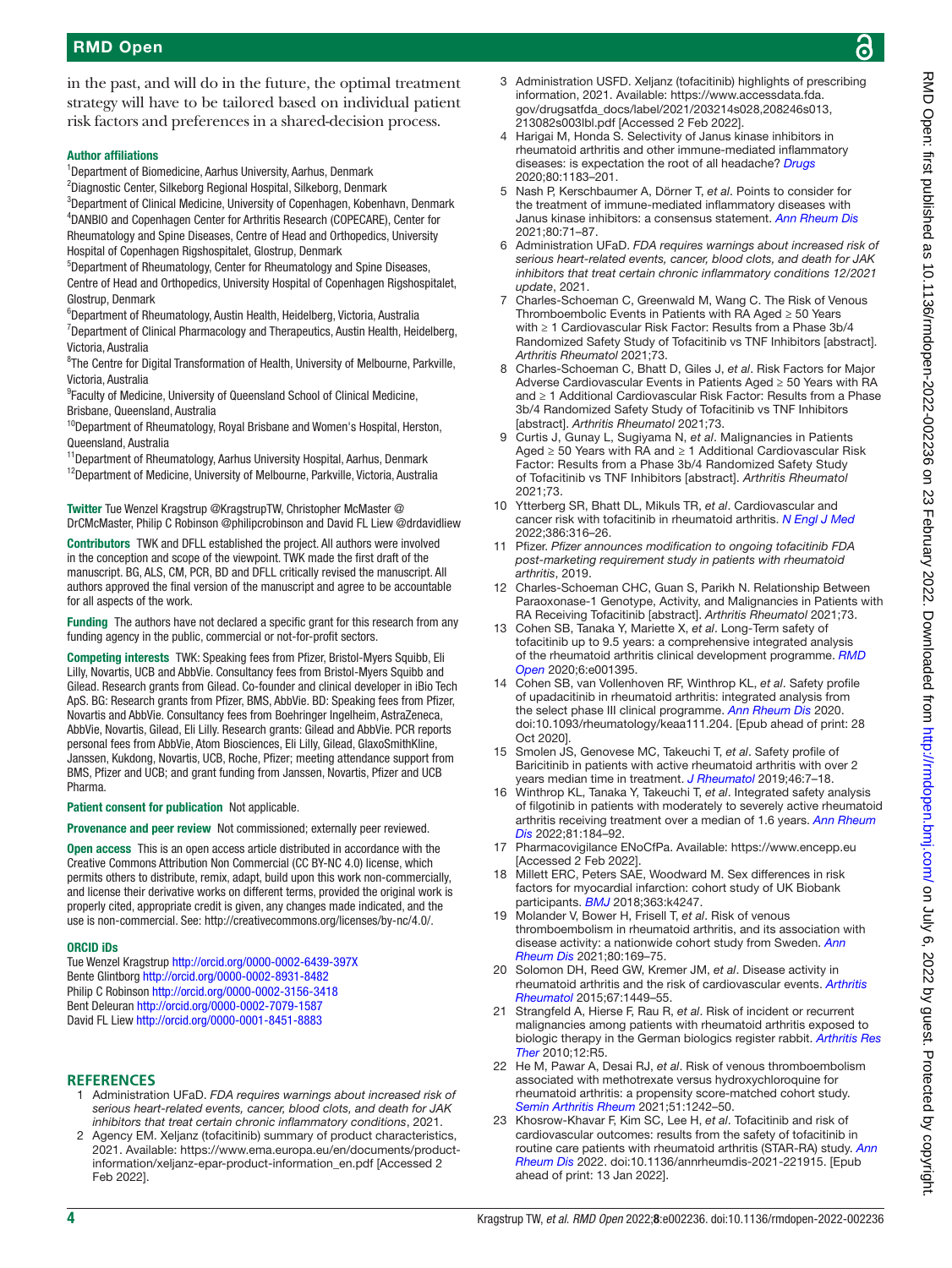in the past, and will do in the future, the optimal treatment strategy will have to be tailored based on individual patient risk factors and preferences in a shared-decision process.

**Author affiliations**

[1]Department of Biomedicine, Aarhus University, Aarhus, Denmark
[2]Diagnostic Center, Silkeborg Regional Hospital, Silkeborg, Denmark
[3]Department of Clinical Medicine, University of Copenhagen, Kobenhavn, Denmark
[4]DANBIO and Copenhagen Center for Arthritis Research (COPECARE), Center for Rheumatology and Spine Diseases, Centre of Head and Orthopedics, University Hospital of Copenhagen Rigshospitalet, Glostrup, Denmark
[5]Department of Rheumatology, Center for Rheumatology and Spine Diseases, Centre of Head and Orthopedics, University Hospital of Copenhagen Rigshospitalet, Glostrup, Denmark
[6]Department of Rheumatology, Austin Health, Heidelberg, Victoria, Australia
[7]Department of Clinical Pharmacology and Therapeutics, Austin Health, Heidelberg, Victoria, Australia
[8]The Centre for Digital Transformation of Health, University of Melbourne, Parkville, Victoria, Australia
[9]Faculty of Medicine, University of Queensland School of Clinical Medicine, Brisbane, Queensland, Australia
[10]Department of Rheumatology, Royal Brisbane and Women's Hospital, Herston, Queensland, Australia
[11]Department of Rheumatology, Aarhus University Hospital, Aarhus, Denmark
[12]Department of Medicine, University of Melbourne, Parkville, Victoria, Australia

**Twitter** Tue Wenzel Kragstrup @KragstrupTW, Christopher McMaster @DrCMcMaster, Philip C Robinson @philipcrobinson and David FL Liew @drdavidliew

**Contributors** TWK and DFLL established the project. All authors were involved in the conception and scope of the viewpoint. TWK made the first draft of the manuscript. BG, ALS, CM, PCR, BD and DFLL critically revised the manuscript. All authors approved the final version of the manuscript and agree to be accountable for all aspects of the work.

**Funding** The authors have not declared a specific grant for this research from any funding agency in the public, commercial or not-for-profit sectors.

**Competing interests** TWK: Speaking fees from Pfizer, Bristol-Myers Squibb, Eli Lilly, Novartis, UCB and AbbVie. Consultancy fees from Bristol-Myers Squibb and Gilead. Research grants from Gilead. Co-founder and clinical developer in iBio Tech ApS. BG: Research grants from Pfizer, BMS, AbbVie. BD: Speaking fees from Pfizer, Novartis and AbbVie. Consultancy fees from Boehringer Ingelheim, AstraZeneca, AbbVie, Novartis, Gilead, Eli Lilly. Research grants: Gilead and AbbVie. PCR reports personal fees from AbbVie, Atom Biosciences, Eli Lilly, Gilead, GlaxoSmithKline, Janssen, Kukdong, Novartis, UCB, Roche, Pfizer; meeting attendance support from BMS, Pfizer and UCB; and grant funding from Janssen, Novartis, Pfizer and UCB Pharma.

**Patient consent for publication** Not applicable.

**Provenance and peer review** Not commissioned; externally peer reviewed.

**Open access** This is an open access article distributed in accordance with the Creative Commons Attribution Non Commercial (CC BY-NC 4.0) license, which permits others to distribute, remix, adapt, build upon this work non-commercially, and license their derivative works on different terms, provided the original work is properly cited, appropriate credit is given, any changes made indicated, and the use is non-commercial. See: http://creativecommons.org/licenses/by-nc/4.0/.

**ORCID iDs**

Tue Wenzel Kragstrup http://orcid.org/0000-0002-6439-397X
Bente Glintborg http://orcid.org/0000-0002-8931-8482
Philip C Robinson http://orcid.org/0000-0002-3156-3418
Bent Deleuran http://orcid.org/0000-0002-7079-1587
David FL Liew http://orcid.org/0000-0001-8451-8883

## REFERENCES

1. Administration UFaD. *FDA requires warnings about increased risk of serious heart-related events, cancer, blood clots, and death for JAK inhibitors that treat certain chronic inflammatory conditions*, 2021.
2. Agency EM. Xeljanz (tofacitinib) summary of product characteristics, 2021. Available: https://www.ema.europa.eu/en/documents/product-information/xeljanz-epar-product-information_en.pdf [Accessed 2 Feb 2022].
3. Administration USFD. Xeljanz (tofacitinib) highlights of prescribing information, 2021. Available: https://www.accessdata.fda.gov/drugsatfda_docs/label/2021/203214s028,208246s013,213082s003lbl.pdf [Accessed 2 Feb 2022].
4. Harigai M, Honda S. Selectivity of Janus kinase inhibitors in rheumatoid arthritis and other immune-mediated inflammatory diseases: is expectation the root of all headache? *Drugs* 2020;80:1183–201.
5. Nash P, Kerschbaumer A, Dörner T, *et al*. Points to consider for the treatment of immune-mediated inflammatory diseases with Janus kinase inhibitors: a consensus statement. *Ann Rheum Dis* 2021;80:71–87.
6. Administration UFaD. *FDA requires warnings about increased risk of serious heart-related events, cancer, blood clots, and death for JAK inhibitors that treat certain chronic inflammatory conditions 12/2021 update*, 2021.
7. Charles-Schoeman C, Greenwald M, Wang C. The Risk of Venous Thromboembolic Events in Patients with RA Aged ≥ 50 Years with ≥ 1 Cardiovascular Risk Factor: Results from a Phase 3b/4 Randomized Safety Study of Tofacitinib vs TNF Inhibitors [abstract]. *Arthritis Rheumatol* 2021;73.
8. Charles-Schoeman C, Bhatt D, Giles J, *et al*. Risk Factors for Major Adverse Cardiovascular Events in Patients Aged ≥ 50 Years with RA and ≥ 1 Additional Cardiovascular Risk Factor: Results from a Phase 3b/4 Randomized Safety Study of Tofacitinib vs TNF Inhibitors [abstract]. *Arthritis Rheumatol* 2021;73.
9. Curtis J, Gunay L, Sugiyama N, *et al*. Malignancies in Patients Aged ≥ 50 Years with RA and ≥ 1 Additional Cardiovascular Risk Factor: Results from a Phase 3b/4 Randomized Safety Study of Tofacitinib vs TNF Inhibitors. *Arthritis Rheumatol* 2021;73.
10. Ytterberg SR, Bhatt DL, Mikuls TR, *et al*. Cardiovascular and cancer risk with tofacitinib in rheumatoid arthritis. *N Engl J Med* 2022;386:316–26.
11. Pfizer. *Pfizer announces modification to ongoing tofacitinib FDA post-marketing requirement study in patients with rheumatoid arthritis*, 2019.
12. Charles-Schoeman CHC, Guan S, Parikh N. Relationship Between Paraoxonase-1 Genotype, Activity, and Malignancies in Patients with RA Receiving Tofacitinib [abstract]. *Arthritis Rheumatol* 2021;73.
13. Cohen SB, Tanaka Y, Mariette X, *et al*. Long-Term safety of tofacitinib up to 9.5 years: a comprehensive integrated analysis of the rheumatoid arthritis clinical development programme. *RMD Open* 2020;6:e001395.
14. Cohen SB, van Vollenhoven RF, Winthrop KL, *et al*. Safety profile of upadacitinib in rheumatoid arthritis: integrated analysis from the select phase III clinical programme. *Ann Rheum Dis* 2020. doi:10.1093/rheumatology/keaa111.204. [Epub ahead of print: 28 Oct 2020].
15. Smolen JS, Genovese MC, Takeuchi T, *et al*. Safety profile of Baricitinib in patients with active rheumatoid arthritis with over 2 years median time in treatment. *J Rheumatol* 2019;46:7–18.
16. Winthrop KL, Tanaka Y, Takeuchi T, *et al*. Integrated safety analysis of filgotinib in patients with moderately to severely active rheumatoid arthritis receiving treatment over a median of 1.6 years. *Ann Rheum Dis* 2022;81:184–92.
17. Pharmacovigilance ENoCfPa. Available: https://www.encepp.eu [Accessed 2 Feb 2022].
18. Millett ERC, Peters SAE, Woodward M. Sex differences in risk factors for myocardial infarction: cohort study of UK Biobank participants. *BMJ* 2018;363:k4247.
19. Molander V, Bower H, Frisell T, *et al*. Risk of venous thromboembolism in rheumatoid arthritis, and its association with disease activity: a nationwide cohort study from Sweden. *Ann Rheum Dis* 2021;80:169–75.
20. Solomon DH, Reed GW, Kremer JM, *et al*. Disease activity in rheumatoid arthritis and the risk of cardiovascular events. *Arthritis Rheumatol* 2015;67:1449–55.
21. Strangfeld A, Hierse F, Rau R, *et al*. Risk of incident or recurrent malignancies among patients with rheumatoid arthritis exposed to biologic therapy in the German biologics register rabbit. *Arthritis Res Ther* 2010;12:R5.
22. He M, Pawar A, Desai RJ, *et al*. Risk of venous thromboembolism associated with methotrexate versus hydroxychloroquine for rheumatoid arthritis: a propensity score-matched cohort study. *Semin Arthritis Rheum* 2021;51:1242–50.
23. Khosrow-Khavar F, Kim SC, Lee H, *et al*. Tofacitinib and risk of cardiovascular outcomes: results from the safety of tofacitinib in routine care patients with rheumatoid arthritis (STAR-RA) study. *Ann Rheum Dis* 2022. doi:10.1136/annrheumdis-2021-221915. [Epub ahead of print: 13 Jan 2022].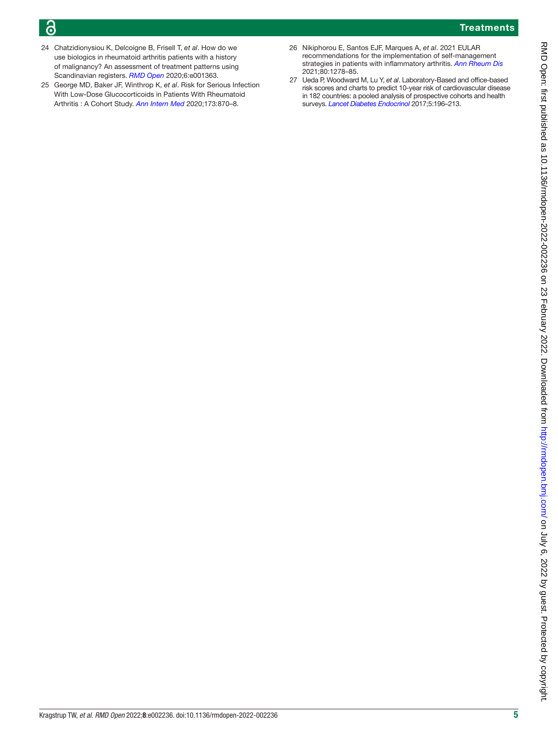24 Chatzidionysiou K, Delcoigne B, Frisell T, *et al*. How do we use biologics in rheumatoid arthritis patients with a history of malignancy? An assessment of treatment patterns using Scandinavian registers. *RMD Open* 2020;6:e001363.

25 George MD, Baker JF, Winthrop K, *et al*. Risk for Serious Infection With Low-Dose Glucocorticoids in Patients With Rheumatoid Arthritis : A Cohort Study. *Ann Intern Med* 2020;173:870–8.

26 Nikiphorou E, Santos EJF, Marques A, *et al*. 2021 EULAR recommendations for the implementation of self-management strategies in patients with inflammatory arthritis. *Ann Rheum Dis* 2021;80:1278–85.

27 Ueda P, Woodward M, Lu Y, *et al*. Laboratory-Based and office-based risk scores and charts to predict 10-year risk of cardiovascular disease in 182 countries: a pooled analysis of prospective cohorts and health surveys. *Lancet Diabetes Endocrinol* 2017;5:196–213.